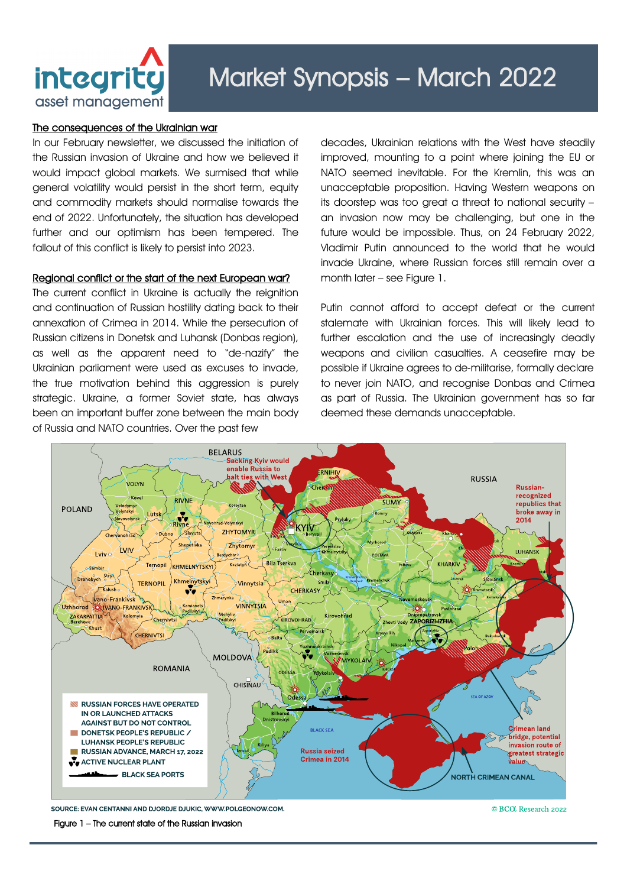# Market Synopsis – March 2022

## The consequences of the Ukrainian war

In our February newsletter, we discussed the initiation of the Russian invasion of Ukraine and how we believed it would impact global markets. We surmised that while general volatility would persist in the short term, equity and commodity markets should normalise towards the end of 2022. Unfortunately, the situation has developed further and our optimism has been tempered. The fallout of this conflict is likely to persist into 2023.

## Regional conflict or the start of the next European war?

The current conflict in Ukraine is actually the reignition and continuation of Russian hostility dating back to their annexation of Crimea in 2014. While the persecution of Russian citizens in Donetsk and Luhansk (Donbas region), as well as the apparent need to "de-nazify" the Ukrainian parliament were used as excuses to invade, the true motivation behind this aggression is purely strategic. Ukraine, a former Soviet state, has always been an important buffer zone between the main body of Russia and NATO countries. Over the past few decades, Ukrainian relations with the West have steadily improved, mounting to a point where joining the EU or NATO seemed inevitable. For the Kremlin, this was an unacceptable proposition. Having Western weapons on its doorstep was too great a threat to national security – an invasion now may be challenging, but one in the future would be impossible. Thus, on 24 February 2022, Vladimir Putin announced to the world that he would invade Ukraine, where Russian forces still remain over a month later – see Figure 1.

Putin cannot afford to accept defeat or the current stalemate with Ukrainian forces. This will likely lead to further escalation and the use of increasingly deadly weapons and civilian casualties. A ceasefire may be possible if Ukraine agrees to de-militarise, formally declare to never join NATO, and recognise Donbas and Crimea as part of Russia. The Ukrainian government has so far deemed these demands unacceptable.

SOURCE: EVAN CENTANNI AND DJORDJE DJUKIC, WWW.POLGEONOW.COM. © BCA Research 2022

Figure 1 – The current state of the Russian invasion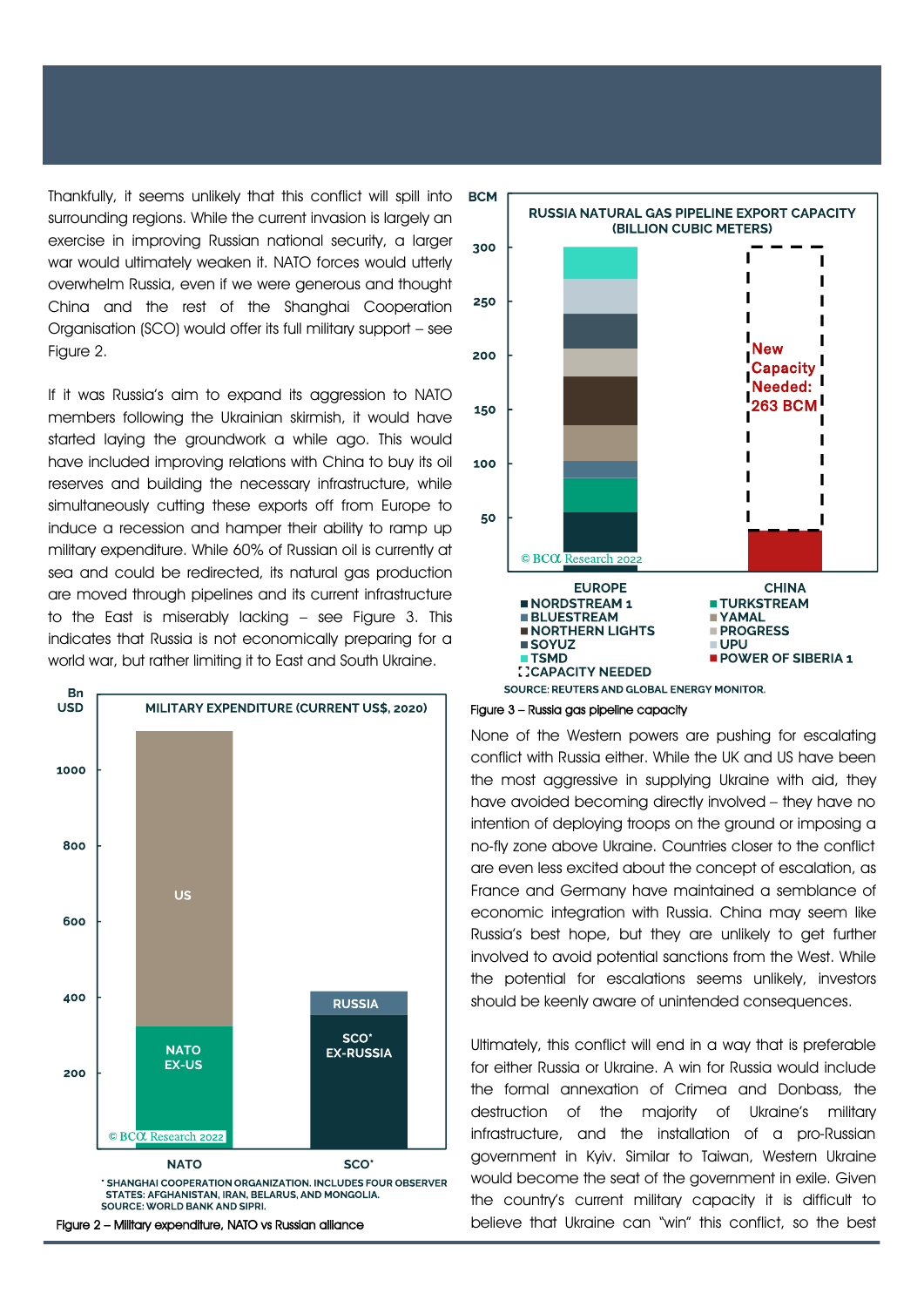Thankfully, it seems unlikely that this conflict will spill into surrounding regions. While the current invasion is largely an exercise in improving Russian national security, a larger war would ultimately weaken it. NATO forces would utterly overwhelm Russia, even if we were generous and thought China and the rest of the Shanghai Cooperation Organisation (SCO) would offer its full military support – see Figure 2.

If it was Russia's aim to expand its aggression to NATO members following the Ukrainian skirmish, it would have started laying the groundwork a while ago. This would have included improving relations with China to buy its oil reserves and building the necessary infrastructure, while simultaneously cutting these exports off from Europe to induce a recession and hamper their ability to ramp up military expenditure. While 60% of Russian oil is currently at sea and could be redirected, its natural gas production are moved through pipelines and its current infrastructure to the East is miserably lacking – see Figure 3. This indicates that Russia is not economically preparing for a world war, but rather limiting it to East and South Ukraine.

Figure 2 – Military expenditure, NATO vs Russian alliance

Figure 3 – Russia gas pipeline capacity

None of the Western powers are pushing for escalating conflict with Russia either. While the UK and US have been the most aggressive in supplying Ukraine with aid, they have avoided becoming directly involved – they have no intention of deploying troops on the ground or imposing a no-fly zone above Ukraine. Countries closer to the conflict are even less excited about the concept of escalation, as France and Germany have maintained a semblance of economic integration with Russia. China may seem like Russia's best hope, but they are unlikely to get further involved to avoid potential sanctions from the West. While the potential for escalations seems unlikely, investors should be keenly aware of unintended consequences.

Ultimately, this conflict will end in a way that is preferable for either Russia or Ukraine. A win for Russia would include the formal annexation of Crimea and Donbass, the destruction of the majority of Ukraine's military infrastructure, and the installation of a pro-Russian government in Kyiv. Similar to Taiwan, Western Ukraine would become the seat of the government in exile. Given the country's current military capacity it is difficult to believe that Ukraine can "win" this conflict, so the best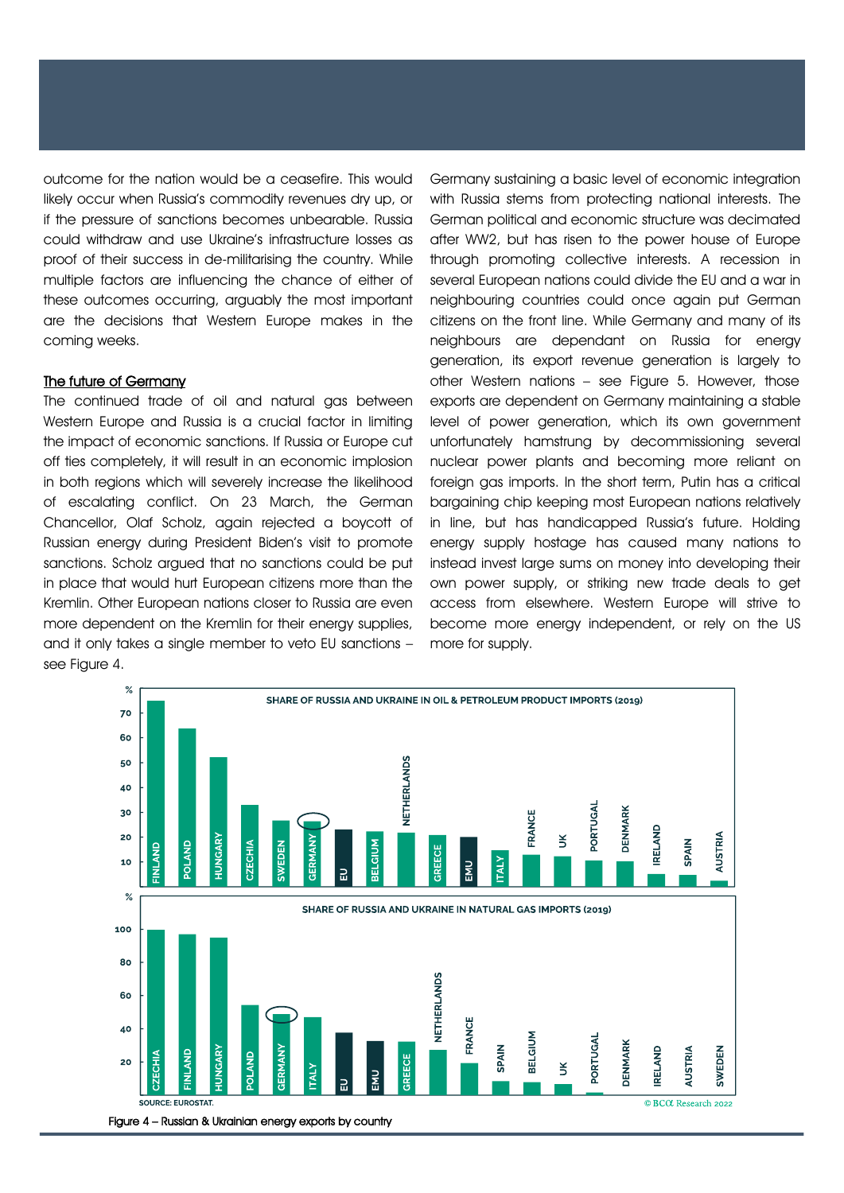outcome for the nation would be a ceasefire. This would likely occur when Russia's commodity revenues dry up, or if the pressure of sanctions becomes unbearable. Russia could withdraw and use Ukraine's infrastructure losses as proof of their success in de-militarising the country. While multiple factors are influencing the chance of either of these outcomes occurring, arguably the most important are the decisions that Western Europe makes in the coming weeks.

## The future of Germany

The continued trade of oil and natural gas between Western Europe and Russia is a crucial factor in limiting the impact of economic sanctions. If Russia or Europe cut off ties completely, it will result in an economic implosion in both regions which will severely increase the likelihood of escalating conflict. On 23 March, the German Chancellor, Olaf Scholz, again rejected a boycott of Russian energy during President Biden's visit to promote sanctions. Scholz argued that no sanctions could be put in place that would hurt European citizens more than the Kremlin. Other European nations closer to Russia are even more dependent on the Kremlin for their energy supplies, and it only takes a single member to veto EU sanctions – see Figure 4.

Germany sustaining a basic level of economic integration with Russia stems from protecting national interests. The German political and economic structure was decimated after WW2, but has risen to the power house of Europe through promoting collective interests. A recession in several European nations could divide the EU and a war in neighbouring countries could once again put German citizens on the front line. While Germany and many of its neighbours are dependant on Russia for energy generation, its export revenue generation is largely to other Western nations – see Figure 5. However, those exports are dependent on Germany maintaining a stable level of power generation, which its own government unfortunately hamstrung by decommissioning several nuclear power plants and becoming more reliant on foreign gas imports. In the short term, Putin has a critical bargaining chip keeping most European nations relatively in line, but has handicapped Russia's future. Holding energy supply hostage has caused many nations to instead invest large sums on money into developing their own power supply, or striking new trade deals to get access from elsewhere. Western Europe will strive to become more energy independent, or rely on the US more for supply.

Figure 4 – Russian & Ukrainian energy exports by country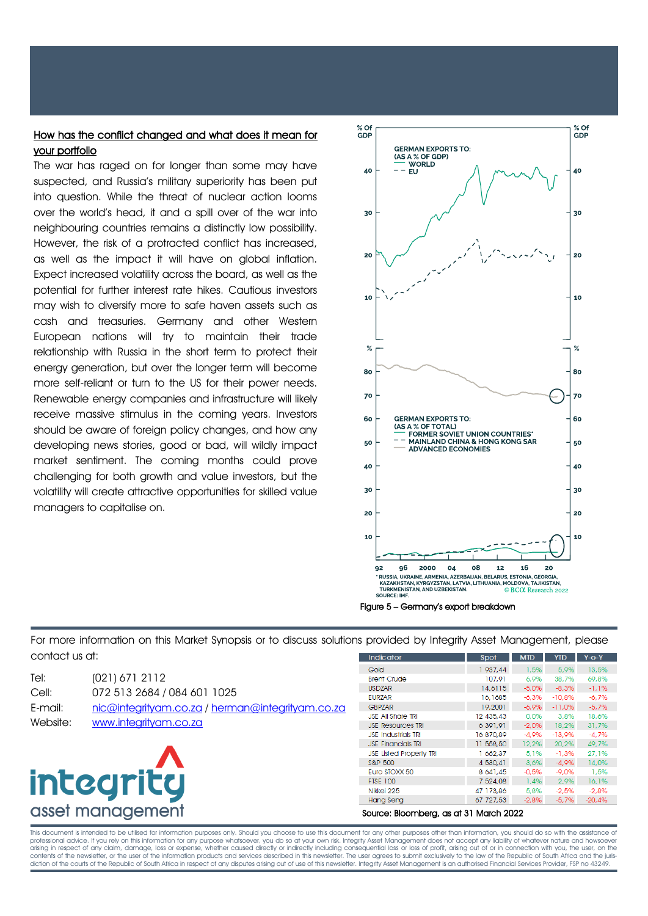## How has the conflict changed and what does it mean for your portfolio

The war has raged on for longer than some may have suspected, and Russia's military superiority has been put into question. While the threat of nuclear action looms over the world's head, it and a spill over of the war into neighbouring countries remains a distinctly low possibility. However, the risk of a protracted conflict has increased, as well as the impact it will have on global inflation. Expect increased volatility across the board, as well as the potential for further interest rate hikes. Cautious investors may wish to diversify more to safe haven assets such as cash and treasuries. Germany and other Western European nations will try to maintain their trade relationship with Russia in the short term to protect their energy generation, but over the longer term will become more self-reliant or turn to the US for their power needs. Renewable energy companies and infrastructure will likely receive massive stimulus in the coming years. Investors should be aware of foreign policy changes, and how any developing news stories, good or bad, will wildly impact market sentiment. The coming months could prove challenging for both growth and value investors, but the volatility will create attractive opportunities for skilled value managers to capitalise on.

% Of GDP

GERMAN EXPORTS TO: (AS A % OF GDP)
WORLD
EU

40
30
20
10

%

80
70
60
50
40
30
20
10

GERMAN EXPORTS TO: (AS A % OF TOTAL)
FORMER SOVIET UNION COUNTRIES*
MAINLAND CHINA & HONG KONG SAR
ADVANCED ECONOMIES

92 96 2000 04 08 12 16 20

* RUSSIA, UKRAINE, ARMENIA, AZERBAIJAN, BELARUS, ESTONIA, GEORGIA, KAZAKHSTAN, KYRGYZSTAN, LATVIA, LITHUANIA, MOLDOVA, TAJIKISTAN, TURKMENISTAN, AND UZBEKISTAN.
SOURCE: IMF.
© BCA Research 2022

Figure 5 – Germany's export breakdown

For more information on this Market Synopsis or to discuss solutions provided by Integrity Asset Management, please contact us at:

Tel: (021) 671 2112
Cell: 072 513 2684 / 084 601 1025
E-mail: nic@integrityam.co.za / herman@integrityam.co.za
Website: www.integrityam.co.za

integrity asset management

| Indicator | Spot | MTD | YTD | Y-o-Y |
|---|---|---|---|---|
| Gold | 1 937,44 | 1,5% | 5,9% | 13,5% |
| Brent Crude | 107,91 | 6,9% | 38,7% | 69,8% |
| USDZAR | 14,6115 | -5,0% | -8,3% | -1,1% |
| EURZAR | 16,1685 | -6,3% | -10,8% | -6,7% |
| GBPZAR | 19,2001 | -6,9% | -11,0% | -5,7% |
| JSE All Share TRI | 12 435,43 | 0,0% | 3,8% | 18,6% |
| JSE Resources TRI | 6 391,91 | -2,0% | 18,2% | 31,7% |
| JSE Industrials TRI | 16 870,89 | -4,9% | -13,9% | -4,7% |
| JSE Financials TRI | 11 558,50 | 12,2% | 20,2% | 49,7% |
| JSE Listed Property TRI | 1 662,37 | 5,1% | -1,3% | 27,1% |
| S&P 500 | 4 530,41 | 3,6% | -4,9% | 14,0% |
| Euro STOXX 50 | 8 641,45 | -0,5% | -9,0% | 1,5% |
| FTSE 100 | 7 524,08 | 1,4% | 2,9% | 16,1% |
| Nikkei 225 | 47 173,86 | 5,8% | -2,5% | -2,8% |
| Hang Seng | 67 727,53 | -2,8% | -5,7% | -20,4% |

Source: Bloomberg, as at 31 March 2022

This document is intended to be utilised for information purposes only. Should you choose to use this document for any other purposes other than information, you should do so with the assistance of professional advice. If you rely on this information for any purpose whatsoever, you do so at your own risk. Integrity Asset Management does not accept any liability of whatever nature and howsoever arising in respect of any claim, damage, loss or expense, whether caused directly or indirectly including consequential loss or loss of profit, arising out of or in connection with you, the user, on the contents of the newsletter, or the user of the information products and services described in this newsletter. The user agrees to submit exclusively to the law of the Republic of South Africa and the jurisdiction of the courts of the Republic of South Africa in respect of any disputes arising out of use of this newsletter. Integrity Asset Management is an authorised Financial Services Provider, FSP no 43249.